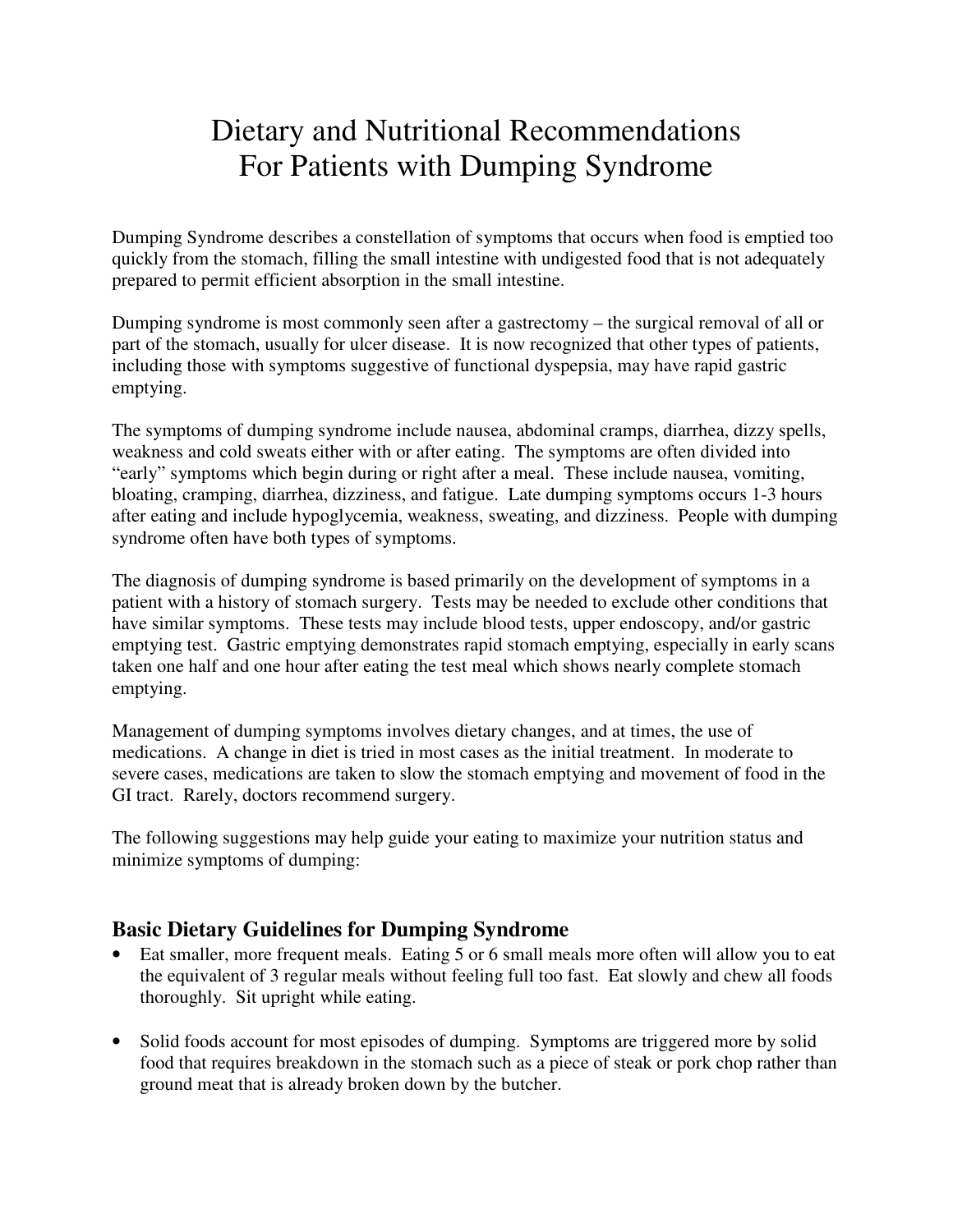# Dietary and Nutritional Recommendations For Patients with Dumping Syndrome

Dumping Syndrome describes a constellation of symptoms that occurs when food is emptied too quickly from the stomach, filling the small intestine with undigested food that is not adequately prepared to permit efficient absorption in the small intestine.

Dumping syndrome is most commonly seen after a gastrectomy – the surgical removal of all or part of the stomach, usually for ulcer disease. It is now recognized that other types of patients, including those with symptoms suggestive of functional dyspepsia, may have rapid gastric emptying.

The symptoms of dumping syndrome include nausea, abdominal cramps, diarrhea, dizzy spells, weakness and cold sweats either with or after eating. The symptoms are often divided into "early" symptoms which begin during or right after a meal. These include nausea, vomiting, bloating, cramping, diarrhea, dizziness, and fatigue. Late dumping symptoms occurs 1-3 hours after eating and include hypoglycemia, weakness, sweating, and dizziness. People with dumping syndrome often have both types of symptoms.

The diagnosis of dumping syndrome is based primarily on the development of symptoms in a patient with a history of stomach surgery. Tests may be needed to exclude other conditions that have similar symptoms. These tests may include blood tests, upper endoscopy, and/or gastric emptying test. Gastric emptying demonstrates rapid stomach emptying, especially in early scans taken one half and one hour after eating the test meal which shows nearly complete stomach emptying.

Management of dumping symptoms involves dietary changes, and at times, the use of medications. A change in diet is tried in most cases as the initial treatment. In moderate to severe cases, medications are taken to slow the stomach emptying and movement of food in the GI tract. Rarely, doctors recommend surgery.

The following suggestions may help guide your eating to maximize your nutrition status and minimize symptoms of dumping:

## Basic Dietary Guidelines for Dumping Syndrome

- Eat smaller, more frequent meals. Eating 5 or 6 small meals more often will allow you to eat the equivalent of 3 regular meals without feeling full too fast. Eat slowly and chew all foods thoroughly. Sit upright while eating.
- Solid foods account for most episodes of dumping. Symptoms are triggered more by solid food that requires breakdown in the stomach such as a piece of steak or pork chop rather than ground meat that is already broken down by the butcher.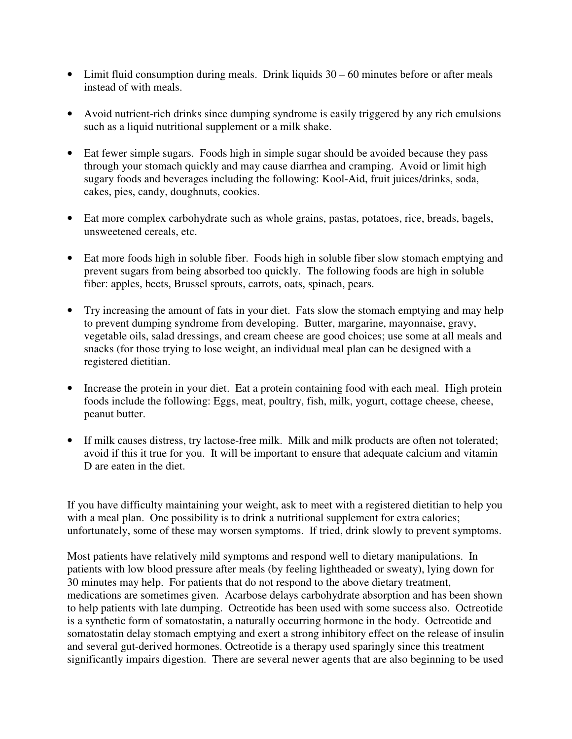- Limit fluid consumption during meals. Drink liquids 30 – 60 minutes before or after meals instead of with meals.

- Avoid nutrient-rich drinks since dumping syndrome is easily triggered by any rich emulsions such as a liquid nutritional supplement or a milk shake.

- Eat fewer simple sugars. Foods high in simple sugar should be avoided because they pass through your stomach quickly and may cause diarrhea and cramping. Avoid or limit high sugary foods and beverages including the following: Kool-Aid, fruit juices/drinks, soda, cakes, pies, candy, doughnuts, cookies.

- Eat more complex carbohydrate such as whole grains, pastas, potatoes, rice, breads, bagels, unsweetened cereals, etc.

- Eat more foods high in soluble fiber. Foods high in soluble fiber slow stomach emptying and prevent sugars from being absorbed too quickly. The following foods are high in soluble fiber: apples, beets, Brussel sprouts, carrots, oats, spinach, pears.

- Try increasing the amount of fats in your diet. Fats slow the stomach emptying and may help to prevent dumping syndrome from developing. Butter, margarine, mayonnaise, gravy, vegetable oils, salad dressings, and cream cheese are good choices; use some at all meals and snacks (for those trying to lose weight, an individual meal plan can be designed with a registered dietitian.

- Increase the protein in your diet. Eat a protein containing food with each meal. High protein foods include the following: Eggs, meat, poultry, fish, milk, yogurt, cottage cheese, cheese, peanut butter.

- If milk causes distress, try lactose-free milk. Milk and milk products are often not tolerated; avoid if this it true for you. It will be important to ensure that adequate calcium and vitamin D are eaten in the diet.

If you have difficulty maintaining your weight, ask to meet with a registered dietitian to help you with a meal plan. One possibility is to drink a nutritional supplement for extra calories; unfortunately, some of these may worsen symptoms. If tried, drink slowly to prevent symptoms.

Most patients have relatively mild symptoms and respond well to dietary manipulations. In patients with low blood pressure after meals (by feeling lightheaded or sweaty), lying down for 30 minutes may help. For patients that do not respond to the above dietary treatment, medications are sometimes given. Acarbose delays carbohydrate absorption and has been shown to help patients with late dumping. Octreotide has been used with some success also. Octreotide is a synthetic form of somatostatin, a naturally occurring hormone in the body. Octreotide and somatostatin delay stomach emptying and exert a strong inhibitory effect on the release of insulin and several gut-derived hormones. Octreotide is a therapy used sparingly since this treatment significantly impairs digestion. There are several newer agents that are also beginning to be used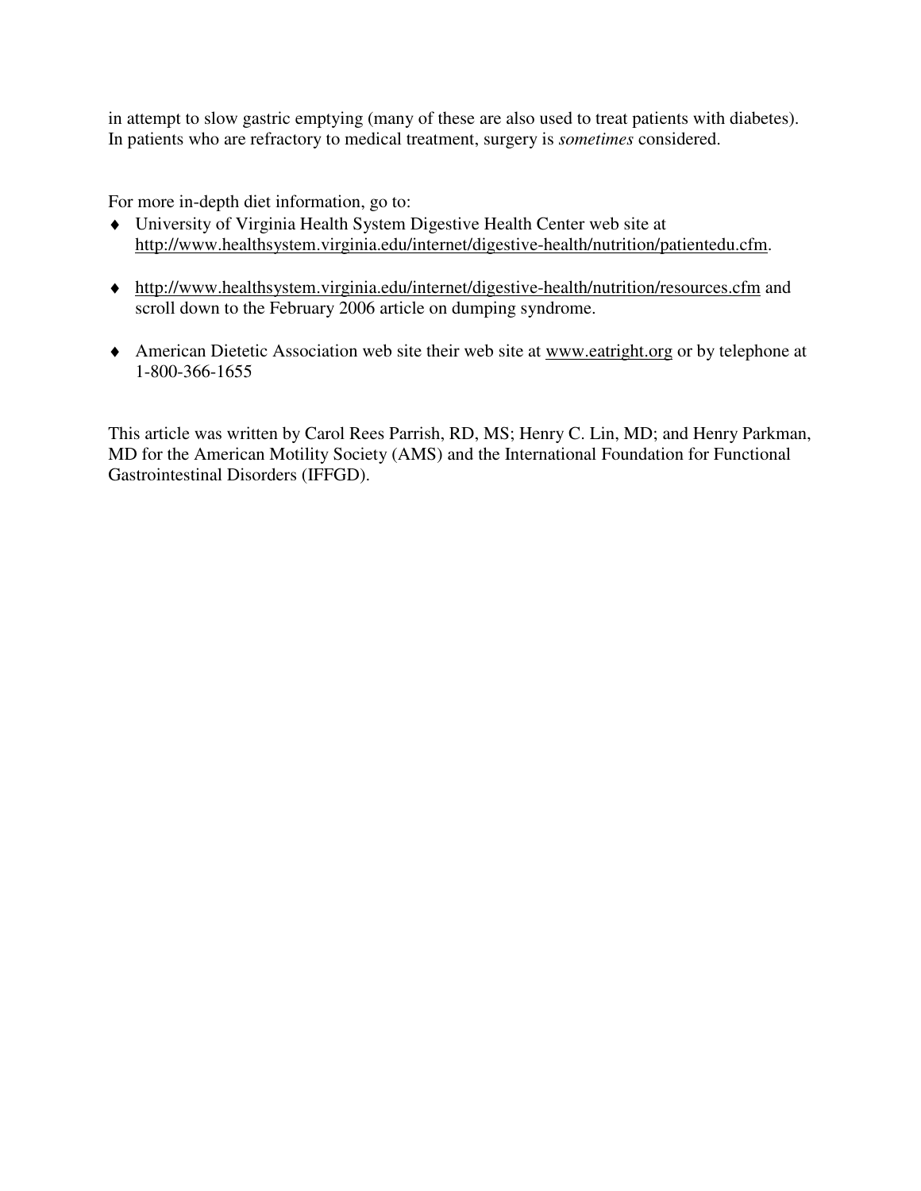in attempt to slow gastric emptying (many of these are also used to treat patients with diabetes). In patients who are refractory to medical treatment, surgery is *sometimes* considered.

For more in-depth diet information, go to:

- University of Virginia Health System Digestive Health Center web site at http://www.healthsystem.virginia.edu/internet/digestive-health/nutrition/patientedu.cfm.
- http://www.healthsystem.virginia.edu/internet/digestive-health/nutrition/resources.cfm and scroll down to the February 2006 article on dumping syndrome.
- American Dietetic Association web site their web site at www.eatright.org or by telephone at 1-800-366-1655

This article was written by Carol Rees Parrish, RD, MS; Henry C. Lin, MD; and Henry Parkman, MD for the American Motility Society (AMS) and the International Foundation for Functional Gastrointestinal Disorders (IFFGD).